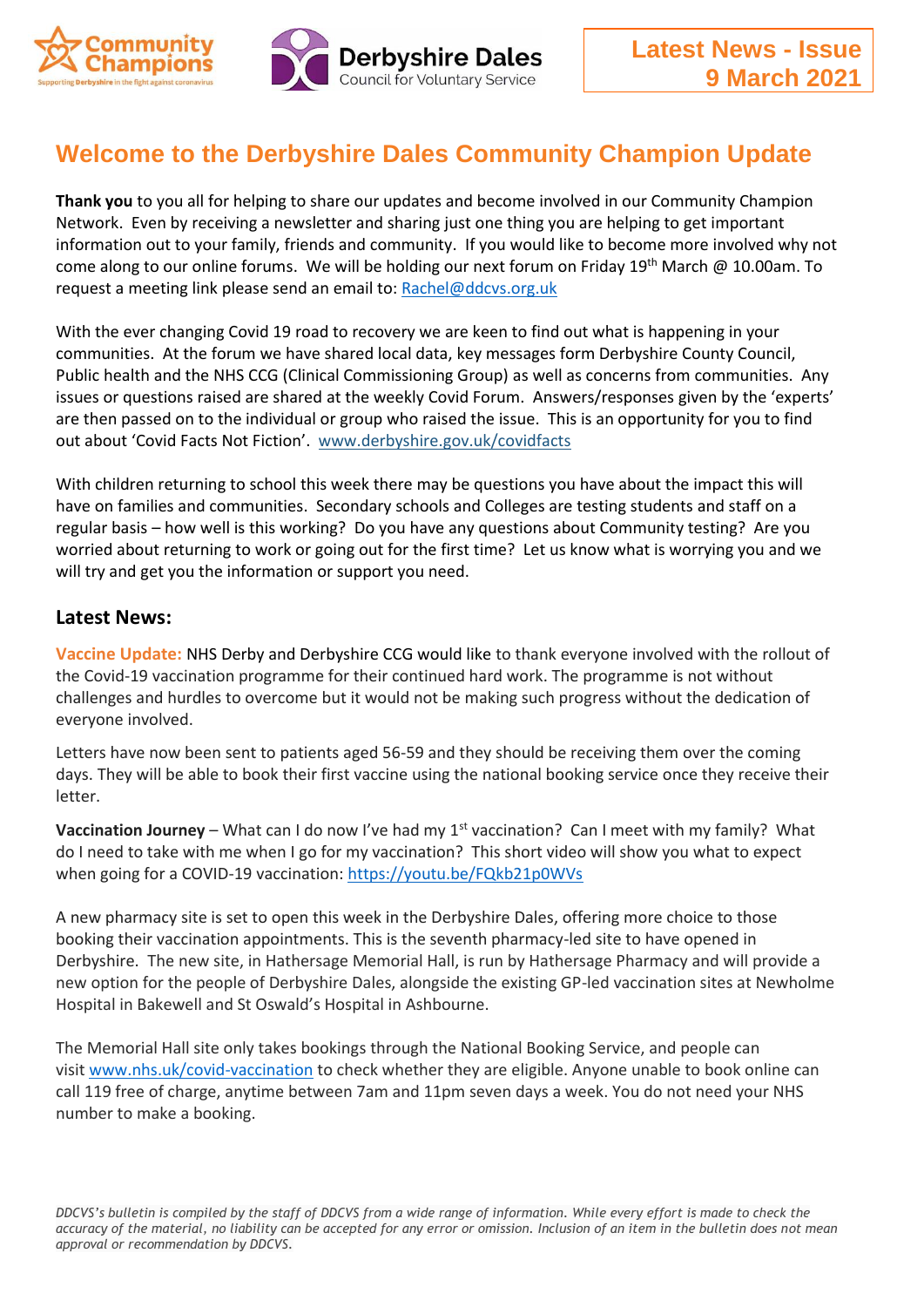Community Champions
Supporting Derbyshire in the fight against coronavirus

Derbyshire Dales
Council for Voluntary Service

**Latest News - Issue 9 March 2021**

# Welcome to the Derbyshire Dales Community Champion Update

**Thank you** to you all for helping to share our updates and become involved in our Community Champion Network. Even by receiving a newsletter and sharing just one thing you are helping to get important information out to your family, friends and community. If you would like to become more involved why not come along to our online forums. We will be holding our next forum on Friday 19th March @ 10.00am. To request a meeting link please send an email to: Rachel@ddcvs.org.uk

With the ever changing Covid 19 road to recovery we are keen to find out what is happening in your communities. At the forum we have shared local data, key messages form Derbyshire County Council, Public health and the NHS CCG (Clinical Commissioning Group) as well as concerns from communities. Any issues or questions raised are shared at the weekly Covid Forum. Answers/responses given by the 'experts' are then passed on to the individual or group who raised the issue. This is an opportunity for you to find out about 'Covid Facts Not Fiction'. www.derbyshire.gov.uk/covidfacts

With children returning to school this week there may be questions you have about the impact this will have on families and communities. Secondary schools and Colleges are testing students and staff on a regular basis – how well is this working? Do you have any questions about Community testing? Are you worried about returning to work or going out for the first time? Let us know what is worrying you and we will try and get you the information or support you need.

## Latest News:

**Vaccine Update:** NHS Derby and Derbyshire CCG would like to thank everyone involved with the rollout of the Covid-19 vaccination programme for their continued hard work. The programme is not without challenges and hurdles to overcome but it would not be making such progress without the dedication of everyone involved.

Letters have now been sent to patients aged 56-59 and they should be receiving them over the coming days. They will be able to book their first vaccine using the national booking service once they receive their letter.

**Vaccination Journey** – What can I do now I've had my 1st vaccination? Can I meet with my family? What do I need to take with me when I go for my vaccination? This short video will show you what to expect when going for a COVID-19 vaccination: https://youtu.be/FQkb21p0WVs

A new pharmacy site is set to open this week in the Derbyshire Dales, offering more choice to those booking their vaccination appointments. This is the seventh pharmacy-led site to have opened in Derbyshire. The new site, in Hathersage Memorial Hall, is run by Hathersage Pharmacy and will provide a new option for the people of Derbyshire Dales, alongside the existing GP-led vaccination sites at Newholme Hospital in Bakewell and St Oswald's Hospital in Ashbourne.

The Memorial Hall site only takes bookings through the National Booking Service, and people can visit www.nhs.uk/covid-vaccination to check whether they are eligible. Anyone unable to book online can call 119 free of charge, anytime between 7am and 11pm seven days a week. You do not need your NHS number to make a booking.

*DDCVS's bulletin is compiled by the staff of DDCVS from a wide range of information. While every effort is made to check the accuracy of the material, no liability can be accepted for any error or omission. Inclusion of an item in the bulletin does not mean approval or recommendation by DDCVS.*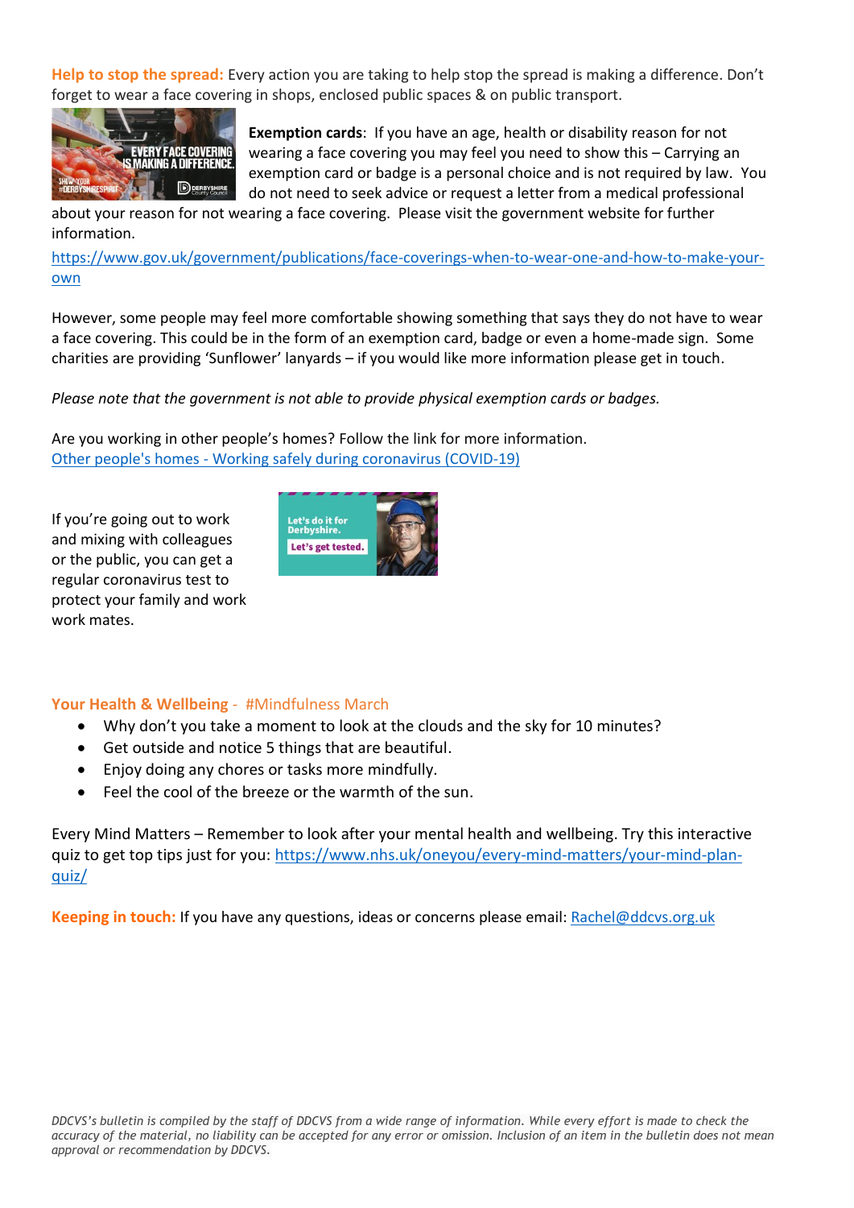**Help to stop the spread:** Every action you are taking to help stop the spread is making a difference. Don't forget to wear a face covering in shops, enclosed public spaces & on public transport.

**Exemption cards**: If you have an age, health or disability reason for not wearing a face covering you may feel you need to show this – Carrying an exemption card or badge is a personal choice and is not required by law. You do not need to seek advice or request a letter from a medical professional about your reason for not wearing a face covering. Please visit the government website for further information.

https://www.gov.uk/government/publications/face-coverings-when-to-wear-one-and-how-to-make-your-own

However, some people may feel more comfortable showing something that says they do not have to wear a face covering. This could be in the form of an exemption card, badge or even a home-made sign. Some charities are providing 'Sunflower' lanyards – if you would like more information please get in touch.

*Please note that the government is not able to provide physical exemption cards or badges.*

Are you working in other people's homes? Follow the link for more information.
Other people's homes - Working safely during coronavirus (COVID-19)

If you're going out to work and mixing with colleagues or the public, you can get a regular coronavirus test to protect your family and work work mates.

**Your Health & Wellbeing** - #Mindfulness March

- Why don't you take a moment to look at the clouds and the sky for 10 minutes?
- Get outside and notice 5 things that are beautiful.
- Enjoy doing any chores or tasks more mindfully.
- Feel the cool of the breeze or the warmth of the sun.

Every Mind Matters – Remember to look after your mental health and wellbeing. Try this interactive quiz to get top tips just for you: https://www.nhs.uk/oneyou/every-mind-matters/your-mind-plan-quiz/

**Keeping in touch:** If you have any questions, ideas or concerns please email: Rachel@ddcvs.org.uk

*DDCVS's bulletin is compiled by the staff of DDCVS from a wide range of information. While every effort is made to check the accuracy of the material, no liability can be accepted for any error or omission. Inclusion of an item in the bulletin does not mean approval or recommendation by DDCVS.*